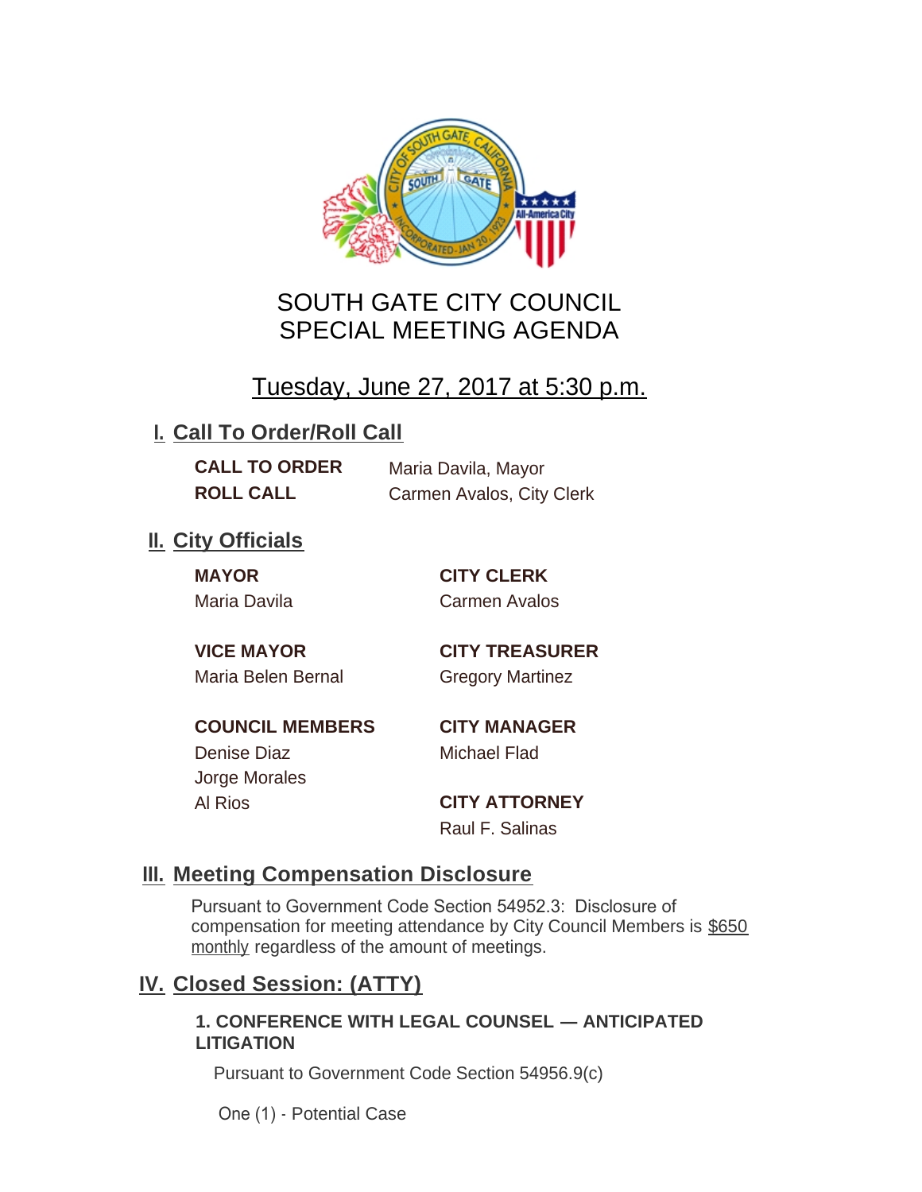# SOUTH GATE CITY COUNCIL
# SPECIAL MEETING AGENDA

## Tuesday, June 27, 2017 at 5:30 p.m.

## I. Call To Order/Roll Call

**CALL TO ORDER** Maria Davila, Mayor

**ROLL CALL** Carmen Avalos, City Clerk

## II. City Officials

**MAYOR**
Maria Davila

**VICE MAYOR**
Maria Belen Bernal

**COUNCIL MEMBERS**
Denise Diaz
Jorge Morales
Al Rios

**CITY CLERK**
Carmen Avalos

**CITY TREASURER**
Gregory Martinez

**CITY MANAGER**
Michael Flad

**CITY ATTORNEY**
Raul F. Salinas

## III. Meeting Compensation Disclosure

Pursuant to Government Code Section 54952.3: Disclosure of compensation for meeting attendance by City Council Members is $650 monthly regardless of the amount of meetings.

## IV. Closed Session: (ATTY)

**1. CONFERENCE WITH LEGAL COUNSEL — ANTICIPATED LITIGATION**

Pursuant to Government Code Section 54956.9(c)

One (1) - Potential Case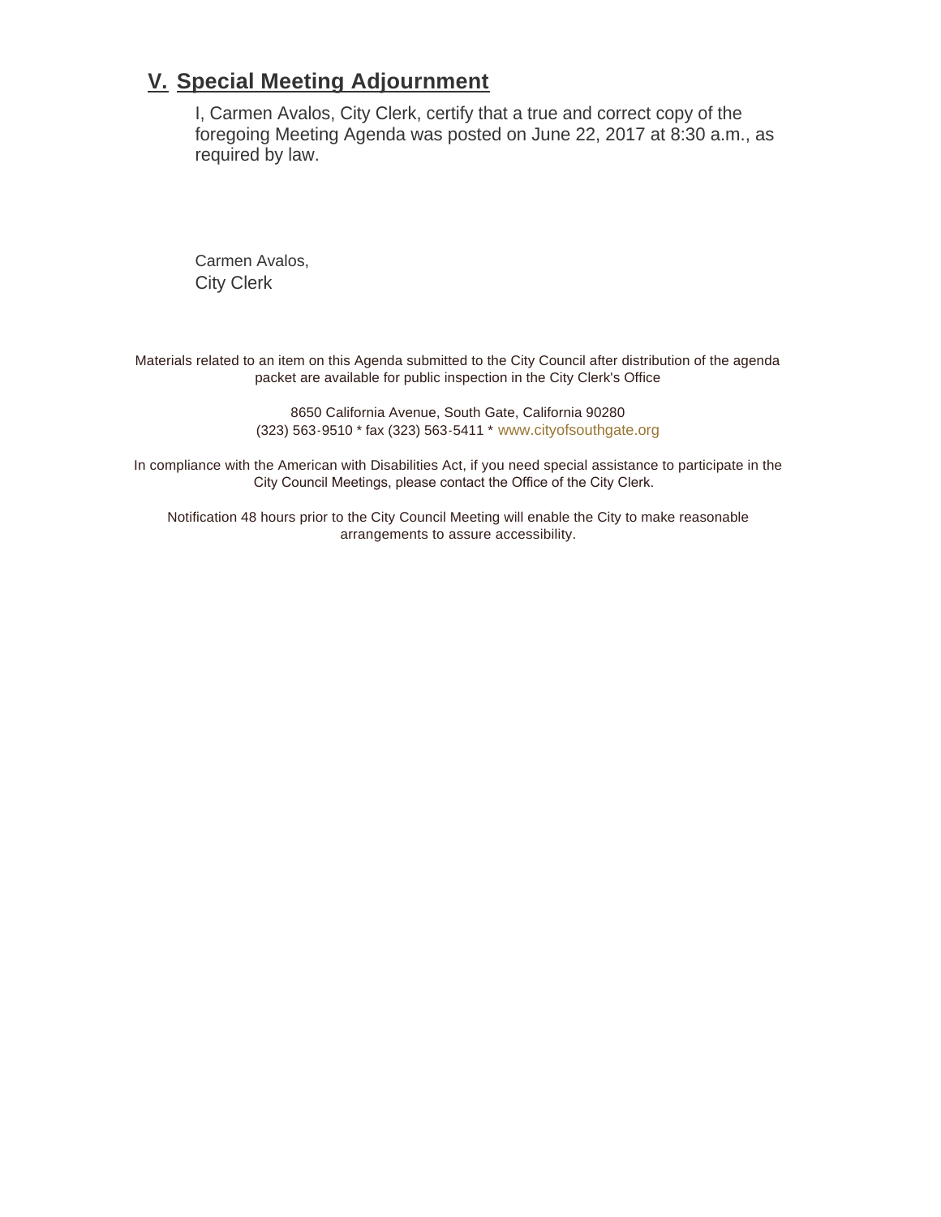## V. Special Meeting Adjournment

I, Carmen Avalos, City Clerk, certify that a true and correct copy of the foregoing Meeting Agenda was posted on June 22, 2017 at 8:30 a.m., as required by law.

Carmen Avalos,
City Clerk

Materials related to an item on this Agenda submitted to the City Council after distribution of the agenda packet are available for public inspection in the City Clerk's Office

8650 California Avenue, South Gate, California 90280
(323) 563-9510 * fax (323) 563-5411 * www.cityofsouthgate.org

In compliance with the American with Disabilities Act, if you need special assistance to participate in the City Council Meetings, please contact the Office of the City Clerk.

Notification 48 hours prior to the City Council Meeting will enable the City to make reasonable arrangements to assure accessibility.